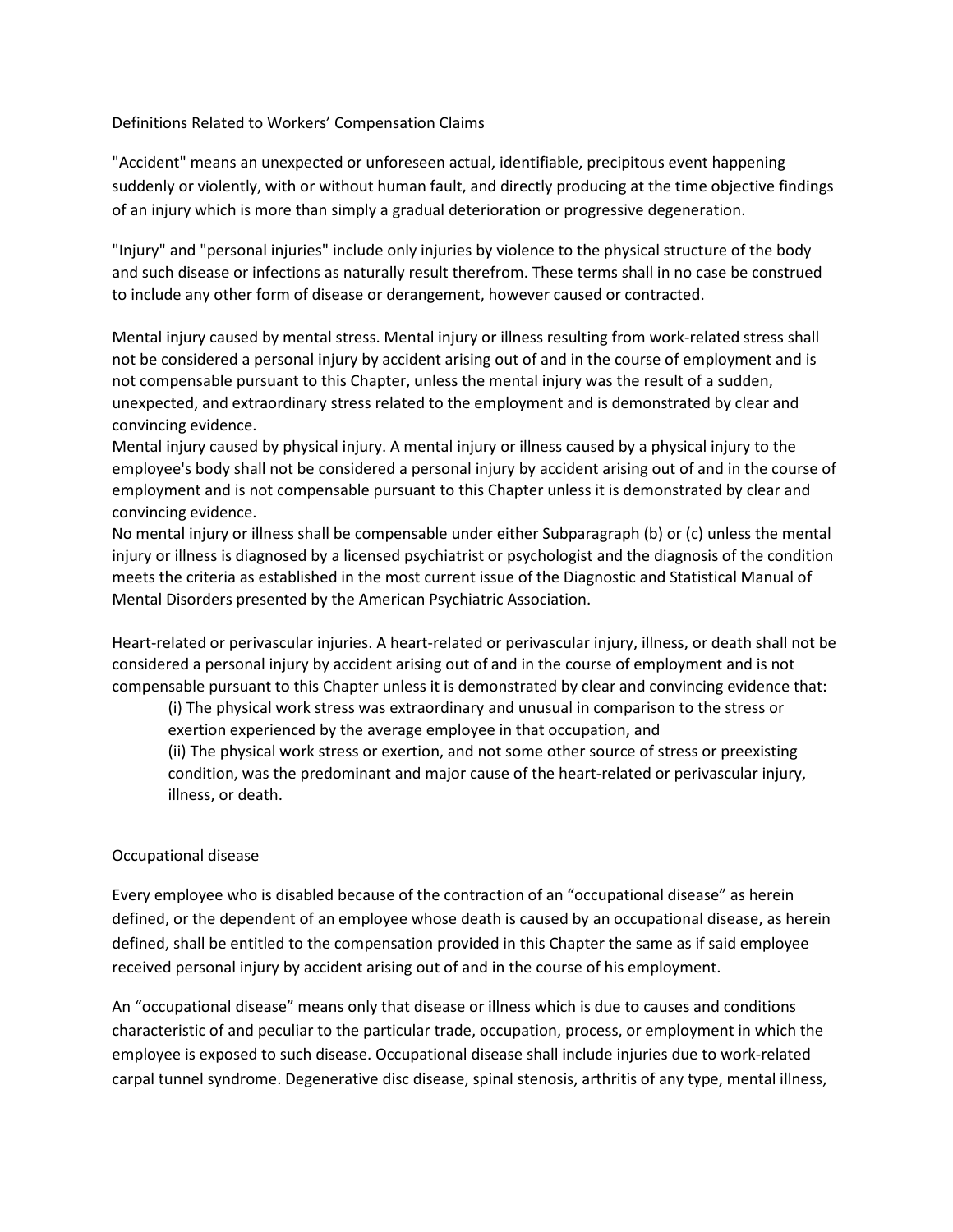# Definitions Related to Workers' Compensation Claims

"Accident" means an unexpected or unforeseen actual, identifiable, precipitous event happening suddenly or violently, with or without human fault, and directly producing at the time objective findings of an injury which is more than simply a gradual deterioration or progressive degeneration.

"Injury" and "personal injuries" include only injuries by violence to the physical structure of the body and such disease or infections as naturally result therefrom. These terms shall in no case be construed to include any other form of disease or derangement, however caused or contracted.

Mental injury caused by mental stress. Mental injury or illness resulting from work-related stress shall not be considered a personal injury by accident arising out of and in the course of employment and is not compensable pursuant to this Chapter, unless the mental injury was the result of a sudden, unexpected, and extraordinary stress related to the employment and is demonstrated by clear and convincing evidence.

Mental injury caused by physical injury. A mental injury or illness caused by a physical injury to the employee's body shall not be considered a personal injury by accident arising out of and in the course of employment and is not compensable pursuant to this Chapter unless it is demonstrated by clear and convincing evidence.

No mental injury or illness shall be compensable under either Subparagraph (b) or (c) unless the mental injury or illness is diagnosed by a licensed psychiatrist or psychologist and the diagnosis of the condition meets the criteria as established in the most current issue of the Diagnostic and Statistical Manual of Mental Disorders presented by the American Psychiatric Association.

Heart-related or perivascular injuries. A heart-related or perivascular injury, illness, or death shall not be considered a personal injury by accident arising out of and in the course of employment and is not compensable pursuant to this Chapter unless it is demonstrated by clear and convincing evidence that:

(i) The physical work stress was extraordinary and unusual in comparison to the stress or exertion experienced by the average employee in that occupation, and

(ii) The physical work stress or exertion, and not some other source of stress or preexisting condition, was the predominant and major cause of the heart-related or perivascular injury, illness, or death.

## Occupational disease

Every employee who is disabled because of the contraction of an "occupational disease" as herein defined, or the dependent of an employee whose death is caused by an occupational disease, as herein defined, shall be entitled to the compensation provided in this Chapter the same as if said employee received personal injury by accident arising out of and in the course of his employment.

An "occupational disease" means only that disease or illness which is due to causes and conditions characteristic of and peculiar to the particular trade, occupation, process, or employment in which the employee is exposed to such disease. Occupational disease shall include injuries due to work-related carpal tunnel syndrome. Degenerative disc disease, spinal stenosis, arthritis of any type, mental illness,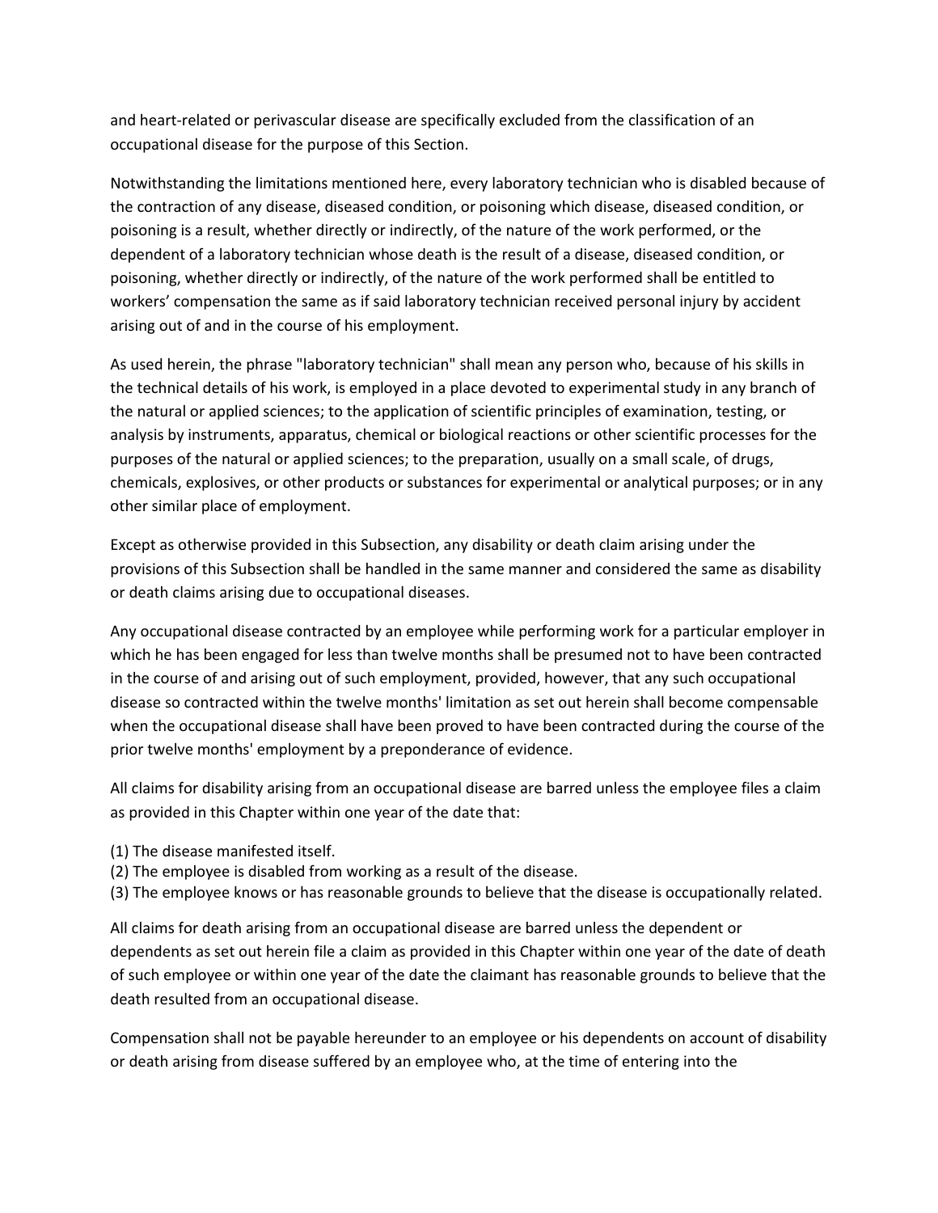and heart-related or perivascular disease are specifically excluded from the classification of an occupational disease for the purpose of this Section.

Notwithstanding the limitations mentioned here, every laboratory technician who is disabled because of the contraction of any disease, diseased condition, or poisoning which disease, diseased condition, or poisoning is a result, whether directly or indirectly, of the nature of the work performed, or the dependent of a laboratory technician whose death is the result of a disease, diseased condition, or poisoning, whether directly or indirectly, of the nature of the work performed shall be entitled to workers' compensation the same as if said laboratory technician received personal injury by accident arising out of and in the course of his employment.

As used herein, the phrase "laboratory technician" shall mean any person who, because of his skills in the technical details of his work, is employed in a place devoted to experimental study in any branch of the natural or applied sciences; to the application of scientific principles of examination, testing, or analysis by instruments, apparatus, chemical or biological reactions or other scientific processes for the purposes of the natural or applied sciences; to the preparation, usually on a small scale, of drugs, chemicals, explosives, or other products or substances for experimental or analytical purposes; or in any other similar place of employment.

Except as otherwise provided in this Subsection, any disability or death claim arising under the provisions of this Subsection shall be handled in the same manner and considered the same as disability or death claims arising due to occupational diseases.

Any occupational disease contracted by an employee while performing work for a particular employer in which he has been engaged for less than twelve months shall be presumed not to have been contracted in the course of and arising out of such employment, provided, however, that any such occupational disease so contracted within the twelve months' limitation as set out herein shall become compensable when the occupational disease shall have been proved to have been contracted during the course of the prior twelve months' employment by a preponderance of evidence.

All claims for disability arising from an occupational disease are barred unless the employee files a claim as provided in this Chapter within one year of the date that:

(1) The disease manifested itself.
(2) The employee is disabled from working as a result of the disease.
(3) The employee knows or has reasonable grounds to believe that the disease is occupationally related.

All claims for death arising from an occupational disease are barred unless the dependent or dependents as set out herein file a claim as provided in this Chapter within one year of the date of death of such employee or within one year of the date the claimant has reasonable grounds to believe that the death resulted from an occupational disease.

Compensation shall not be payable hereunder to an employee or his dependents on account of disability or death arising from disease suffered by an employee who, at the time of entering into the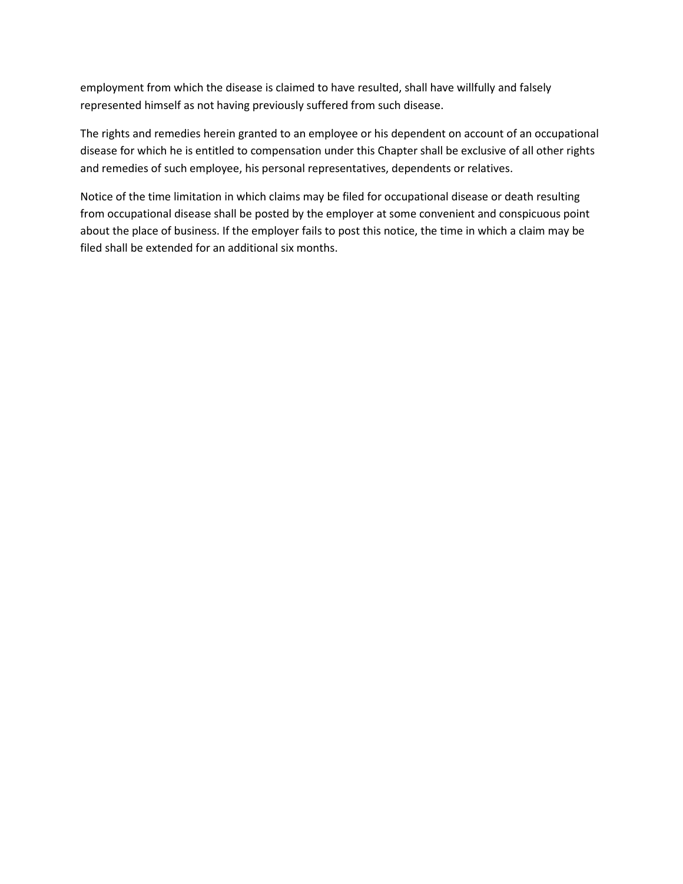employment from which the disease is claimed to have resulted, shall have willfully and falsely represented himself as not having previously suffered from such disease.

The rights and remedies herein granted to an employee or his dependent on account of an occupational disease for which he is entitled to compensation under this Chapter shall be exclusive of all other rights and remedies of such employee, his personal representatives, dependents or relatives.

Notice of the time limitation in which claims may be filed for occupational disease or death resulting from occupational disease shall be posted by the employer at some convenient and conspicuous point about the place of business. If the employer fails to post this notice, the time in which a claim may be filed shall be extended for an additional six months.